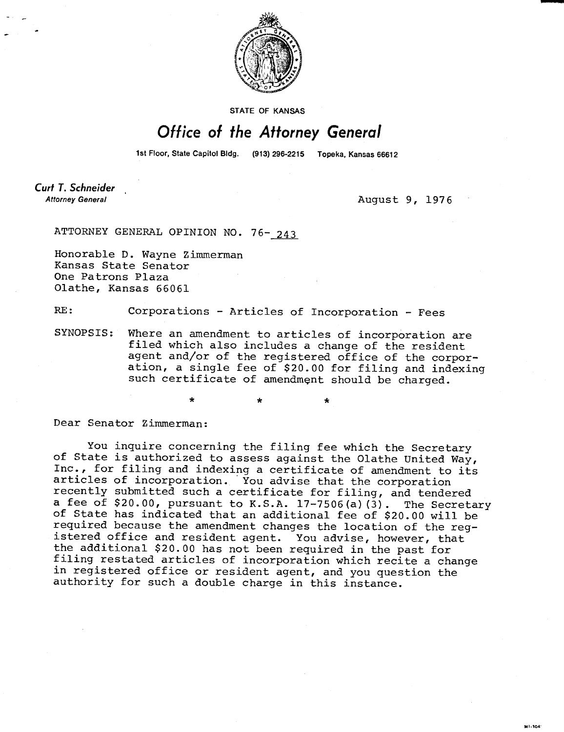STATE OF KANSAS

# Office of the Attorney General

1st Floor, State Capitol Bldg. (913) 296-2215 Topeka, Kansas 66612

**Curt T. Schneider**
*Attorney General*

August 9, 1976

ATTORNEY GENERAL OPINION NO. 76-243

Honorable D. Wayne Zimmerman
Kansas State Senator
One Patrons Plaza
Olathe, Kansas 66061

RE: Corporations - Articles of Incorporation - Fees

SYNOPSIS: Where an amendment to articles of incorporation are filed which also includes a change of the resident agent and/or of the registered office of the corporation, a single fee of $20.00 for filing and indexing such certificate of amendment should be charged.

\* \* \*

Dear Senator Zimmerman:

You inquire concerning the filing fee which the Secretary of State is authorized to assess against the Olathe United Way, Inc., for filing and indexing a certificate of amendment to its articles of incorporation. You advise that the corporation recently submitted such a certificate for filing, and tendered a fee of $20.00, pursuant to K.S.A. 17-7506(a)(3). The Secretary of State has indicated that an additional fee of $20.00 will be required because the amendment changes the location of the registered office and resident agent. You advise, however, that the additional $20.00 has not been required in the past for filing restated articles of incorporation which recite a change in registered office or resident agent, and you question the authority for such a double charge in this instance.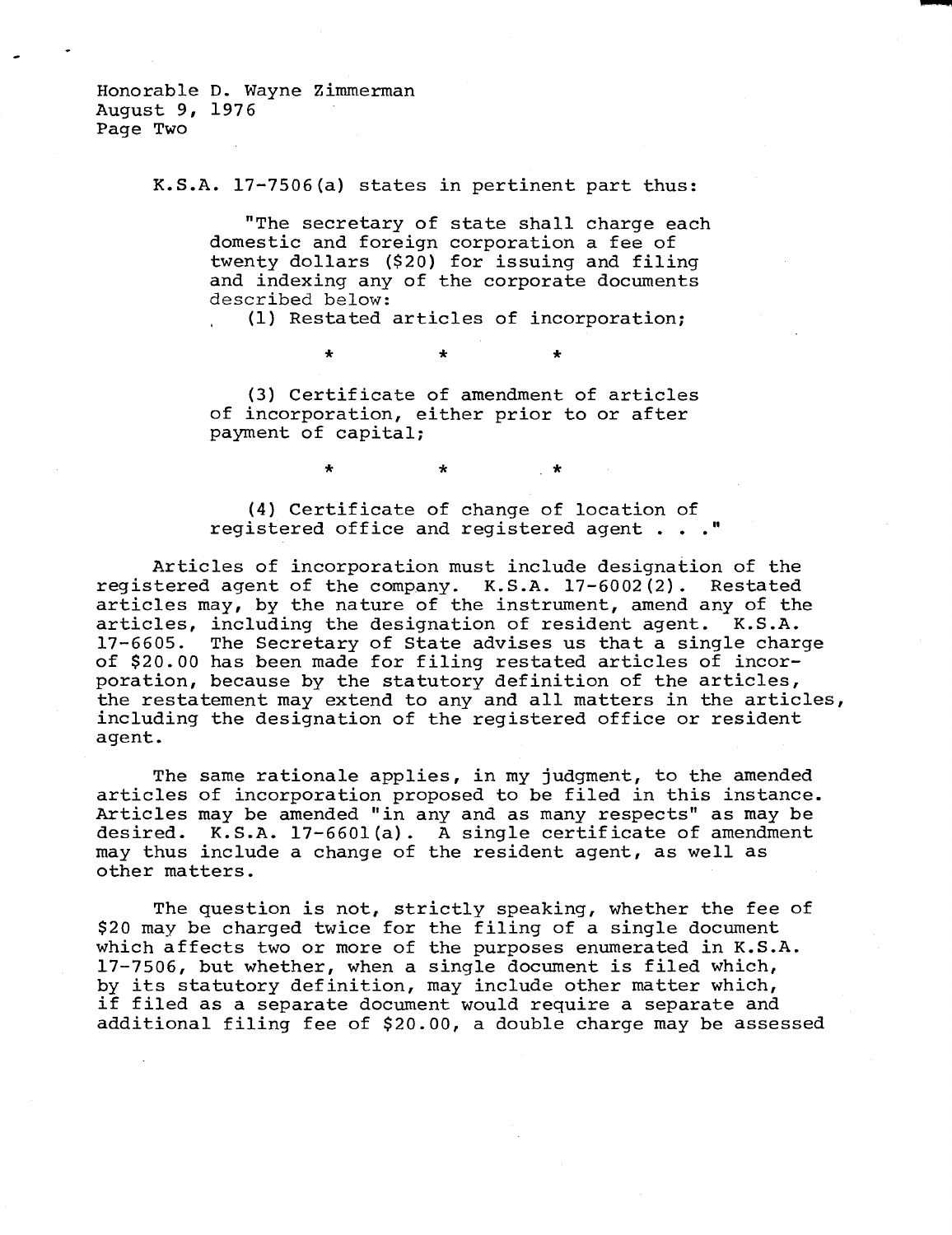K.S.A. 17-7506(a) states in pertinent part thus:

> "The secretary of state shall charge each domestic and foreign corporation a fee of twenty dollars ($20) for issuing and filing and indexing any of the corporate documents described below:
>
> (1) Restated articles of incorporation;
>
> \* \* \*
>
> (3) Certificate of amendment of articles of incorporation, either prior to or after payment of capital;
>
> \* \* \*
>
> (4) Certificate of change of location of registered office and registered agent . . ."

Articles of incorporation must include designation of the registered agent of the company. K.S.A. 17-6002(2). Restated articles may, by the nature of the instrument, amend any of the articles, including the designation of resident agent. K.S.A. 17-6605. The Secretary of State advises us that a single charge of $20.00 has been made for filing restated articles of incorporation, because by the statutory definition of the articles, the restatement may extend to any and all matters in the articles, including the designation of the registered office or resident agent.

The same rationale applies, in my judgment, to the amended articles of incorporation proposed to be filed in this instance. Articles may be amended "in any and as many respects" as may be desired. K.S.A. 17-6601(a). A single certificate of amendment may thus include a change of the resident agent, as well as other matters.

The question is not, strictly speaking, whether the fee of $20 may be charged twice for the filing of a single document which affects two or more of the purposes enumerated in K.S.A. 17-7506, but whether, when a single document is filed which, by its statutory definition, may include other matter which, if filed as a separate document would require a separate and additional filing fee of $20.00, a double charge may be assessed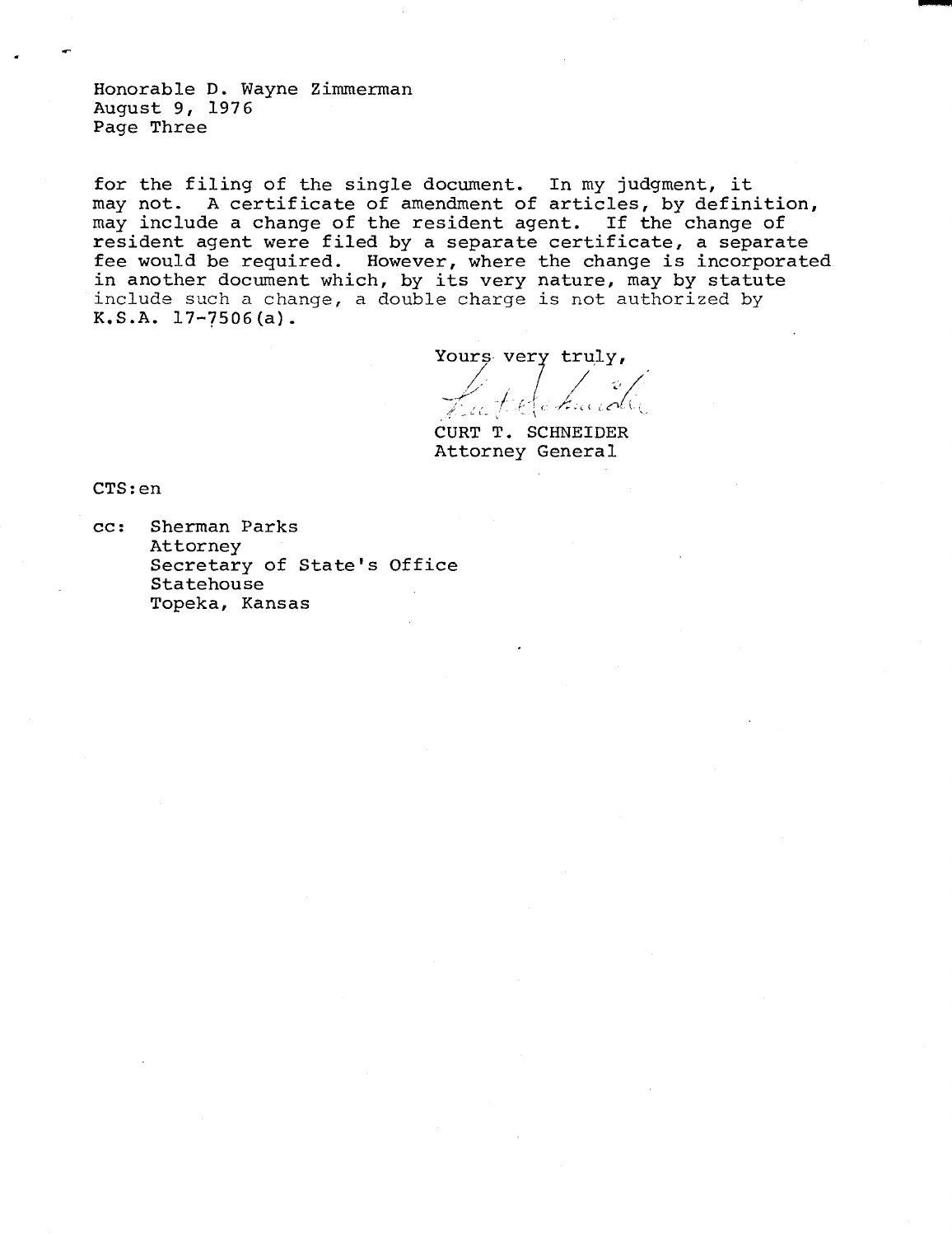for the filing of the single document. In my judgment, it may not. A certificate of amendment of articles, by definition, may include a change of the resident agent. If the change of resident agent were filed by a separate certificate, a separate fee would be required. However, where the change is incorporated in another document which, by its very nature, may by statute include such a change, a double charge is not authorized by K.S.A. 17-7506(a).

Yours very truly,

CURT T. SCHNEIDER
Attorney General

CTS:en

cc: Sherman Parks
Attorney
Secretary of State's Office
Statehouse
Topeka, Kansas